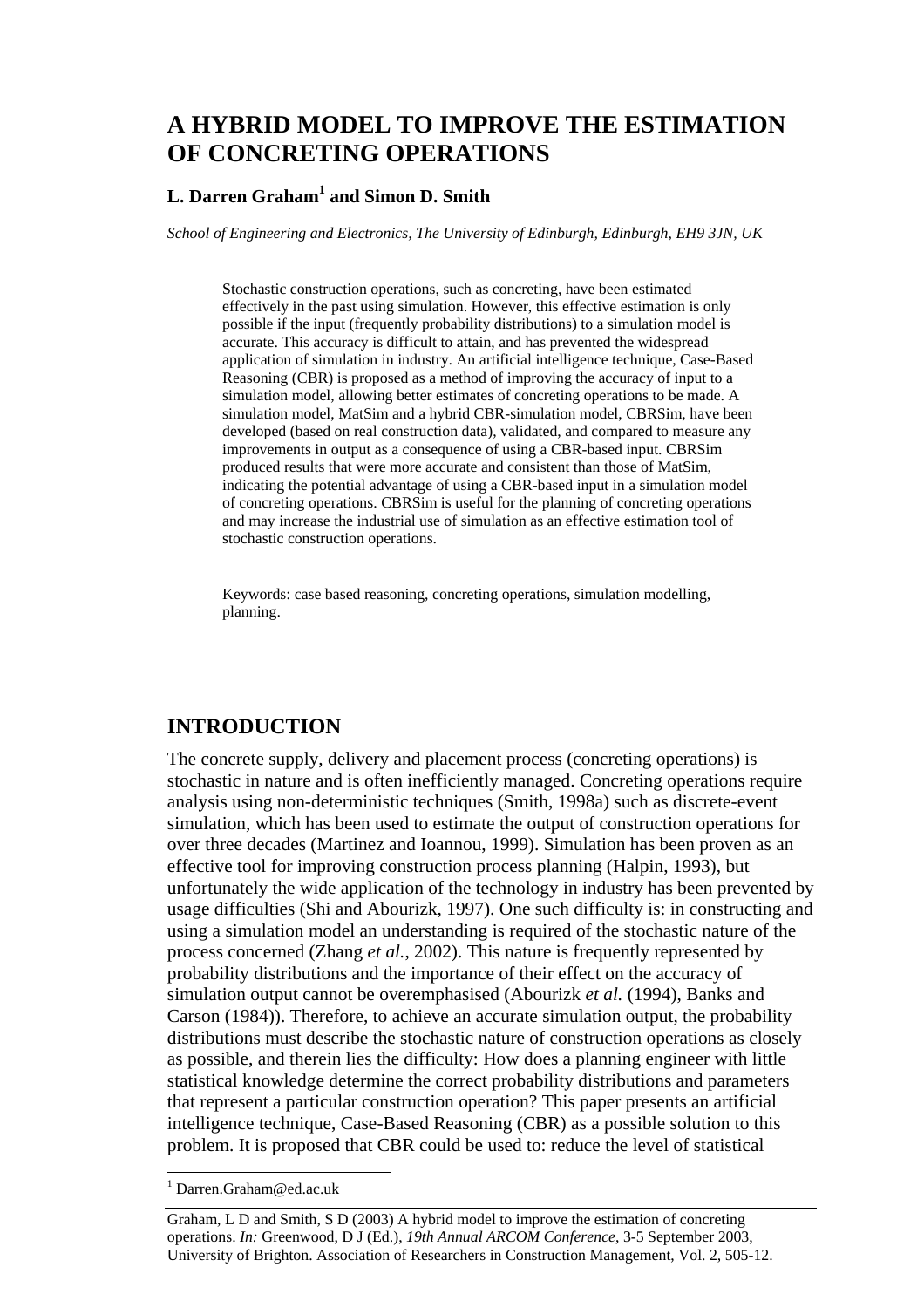# A HYBRID MODEL TO IMPROVE THE ESTIMATION OF CONCRETING OPERATIONS

**L. Darren Graham[1] and Simon D. Smith**

*School of Engineering and Electronics, The University of Edinburgh, Edinburgh, EH9 3JN, UK*

Stochastic construction operations, such as concreting, have been estimated effectively in the past using simulation. However, this effective estimation is only possible if the input (frequently probability distributions) to a simulation model is accurate. This accuracy is difficult to attain, and has prevented the widespread application of simulation in industry. An artificial intelligence technique, Case-Based Reasoning (CBR) is proposed as a method of improving the accuracy of input to a simulation model, allowing better estimates of concreting operations to be made. A simulation model, MatSim and a hybrid CBR-simulation model, CBRSim, have been developed (based on real construction data), validated, and compared to measure any improvements in output as a consequence of using a CBR-based input. CBRSim produced results that were more accurate and consistent than those of MatSim, indicating the potential advantage of using a CBR-based input in a simulation model of concreting operations. CBRSim is useful for the planning of concreting operations and may increase the industrial use of simulation as an effective estimation tool of stochastic construction operations.

Keywords: case based reasoning, concreting operations, simulation modelling, planning.

## INTRODUCTION

The concrete supply, delivery and placement process (concreting operations) is stochastic in nature and is often inefficiently managed. Concreting operations require analysis using non-deterministic techniques (Smith, 1998a) such as discrete-event simulation, which has been used to estimate the output of construction operations for over three decades (Martinez and Ioannou, 1999). Simulation has been proven as an effective tool for improving construction process planning (Halpin, 1993), but unfortunately the wide application of the technology in industry has been prevented by usage difficulties (Shi and Abourizk, 1997). One such difficulty is: in constructing and using a simulation model an understanding is required of the stochastic nature of the process concerned (Zhang *et al.*, 2002). This nature is frequently represented by probability distributions and the importance of their effect on the accuracy of simulation output cannot be overemphasised (Abourizk *et al.* (1994), Banks and Carson (1984)). Therefore, to achieve an accurate simulation output, the probability distributions must describe the stochastic nature of construction operations as closely as possible, and therein lies the difficulty: How does a planning engineer with little statistical knowledge determine the correct probability distributions and parameters that represent a particular construction operation? This paper presents an artificial intelligence technique, Case-Based Reasoning (CBR) as a possible solution to this problem. It is proposed that CBR could be used to: reduce the level of statistical

[1] Darren.Graham@ed.ac.uk

Graham, L D and Smith, S D (2003) A hybrid model to improve the estimation of concreting operations. *In:* Greenwood, D J (Ed.), *19th Annual ARCOM Conference*, 3-5 September 2003, University of Brighton. Association of Researchers in Construction Management, Vol. 2, 505-12.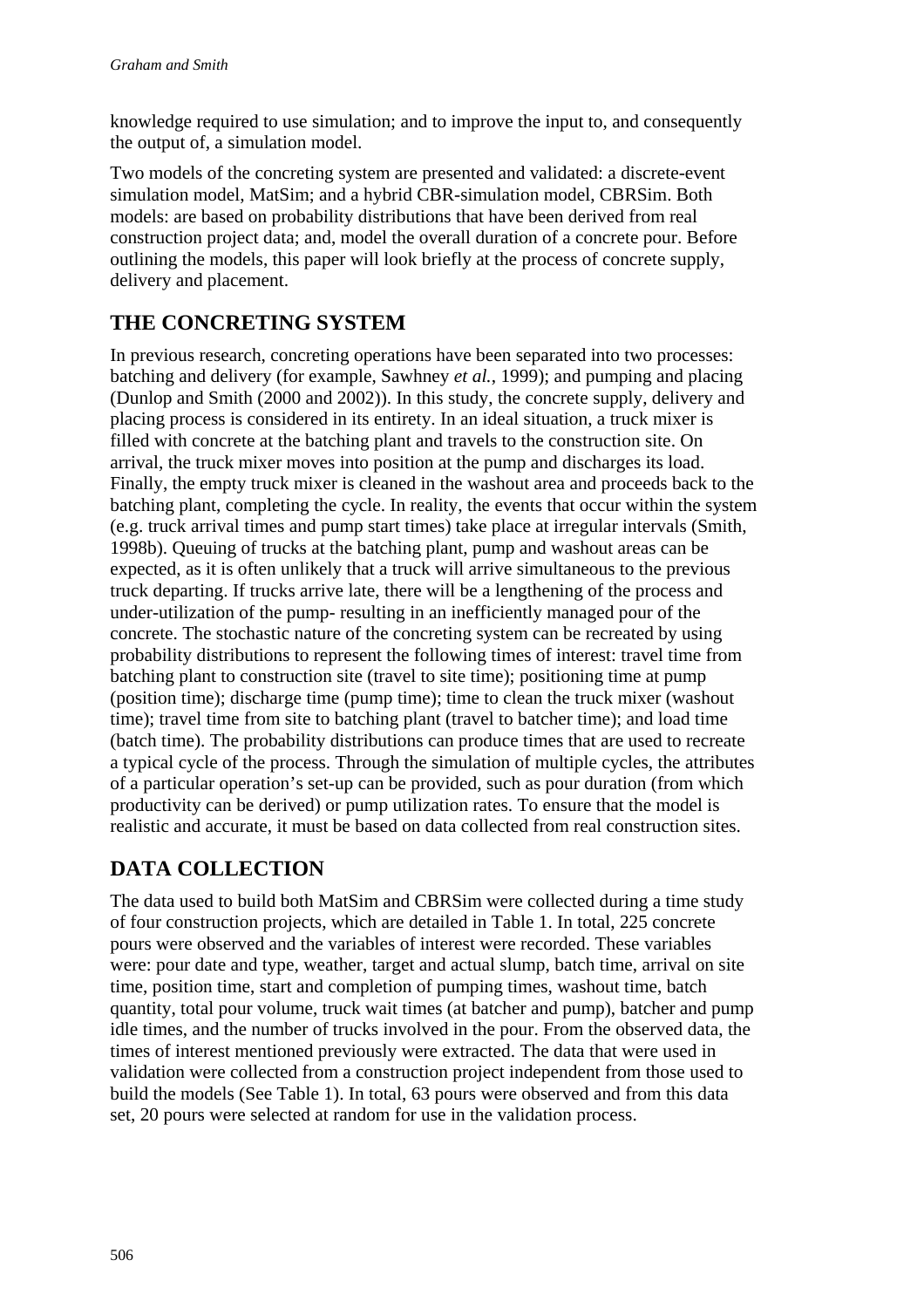knowledge required to use simulation; and to improve the input to, and consequently the output of, a simulation model.

Two models of the concreting system are presented and validated: a discrete-event simulation model, MatSim; and a hybrid CBR-simulation model, CBRSim. Both models: are based on probability distributions that have been derived from real construction project data; and, model the overall duration of a concrete pour. Before outlining the models, this paper will look briefly at the process of concrete supply, delivery and placement.

## THE CONCRETING SYSTEM

In previous research, concreting operations have been separated into two processes: batching and delivery (for example, Sawhney *et al.*, 1999); and pumping and placing (Dunlop and Smith (2000 and 2002)). In this study, the concrete supply, delivery and placing process is considered in its entirety. In an ideal situation, a truck mixer is filled with concrete at the batching plant and travels to the construction site. On arrival, the truck mixer moves into position at the pump and discharges its load. Finally, the empty truck mixer is cleaned in the washout area and proceeds back to the batching plant, completing the cycle. In reality, the events that occur within the system (e.g. truck arrival times and pump start times) take place at irregular intervals (Smith, 1998b). Queuing of trucks at the batching plant, pump and washout areas can be expected, as it is often unlikely that a truck will arrive simultaneous to the previous truck departing. If trucks arrive late, there will be a lengthening of the process and under-utilization of the pump- resulting in an inefficiently managed pour of the concrete. The stochastic nature of the concreting system can be recreated by using probability distributions to represent the following times of interest: travel time from batching plant to construction site (travel to site time); positioning time at pump (position time); discharge time (pump time); time to clean the truck mixer (washout time); travel time from site to batching plant (travel to batcher time); and load time (batch time). The probability distributions can produce times that are used to recreate a typical cycle of the process. Through the simulation of multiple cycles, the attributes of a particular operation's set-up can be provided, such as pour duration (from which productivity can be derived) or pump utilization rates. To ensure that the model is realistic and accurate, it must be based on data collected from real construction sites.

## DATA COLLECTION

The data used to build both MatSim and CBRSim were collected during a time study of four construction projects, which are detailed in Table 1. In total, 225 concrete pours were observed and the variables of interest were recorded. These variables were: pour date and type, weather, target and actual slump, batch time, arrival on site time, position time, start and completion of pumping times, washout time, batch quantity, total pour volume, truck wait times (at batcher and pump), batcher and pump idle times, and the number of trucks involved in the pour. From the observed data, the times of interest mentioned previously were extracted. The data that were used in validation were collected from a construction project independent from those used to build the models (See Table 1). In total, 63 pours were observed and from this data set, 20 pours were selected at random for use in the validation process.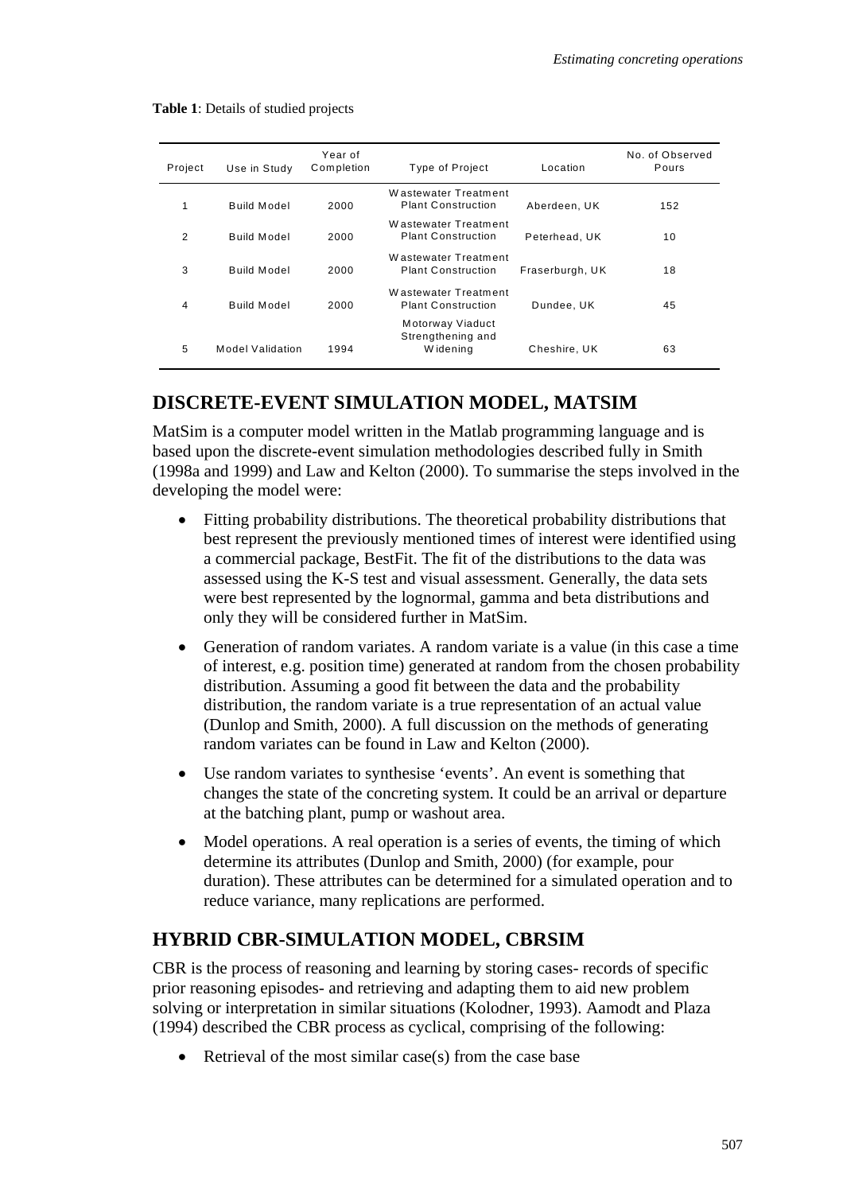**Table 1**: Details of studied projects

| Project | Use in Study | Year of Completion | Type of Project | Location | No. of Observed Pours |
|---|---|---|---|---|---|
| 1 | Build Model | 2000 | Wastewater Treatment Plant Construction | Aberdeen, UK | 152 |
| 2 | Build Model | 2000 | Wastewater Treatment Plant Construction | Peterhead, UK | 10 |
| 3 | Build Model | 2000 | Wastewater Treatment Plant Construction | Fraserburgh, UK | 18 |
| 4 | Build Model | 2000 | Wastewater Treatment Plant Construction | Dundee, UK | 45 |
| 5 | Model Validation | 1994 | Motorway Viaduct Strengthening and Widening | Cheshire, UK | 63 |

## DISCRETE-EVENT SIMULATION MODEL, MATSIM

MatSim is a computer model written in the Matlab programming language and is based upon the discrete-event simulation methodologies described fully in Smith (1998a and 1999) and Law and Kelton (2000). To summarise the steps involved in the developing the model were:

- Fitting probability distributions. The theoretical probability distributions that best represent the previously mentioned times of interest were identified using a commercial package, BestFit. The fit of the distributions to the data was assessed using the K-S test and visual assessment. Generally, the data sets were best represented by the lognormal, gamma and beta distributions and only they will be considered further in MatSim.
- Generation of random variates. A random variate is a value (in this case a time of interest, e.g. position time) generated at random from the chosen probability distribution. Assuming a good fit between the data and the probability distribution, the random variate is a true representation of an actual value (Dunlop and Smith, 2000). A full discussion on the methods of generating random variates can be found in Law and Kelton (2000).
- Use random variates to synthesise 'events'. An event is something that changes the state of the concreting system. It could be an arrival or departure at the batching plant, pump or washout area.
- Model operations. A real operation is a series of events, the timing of which determine its attributes (Dunlop and Smith, 2000) (for example, pour duration). These attributes can be determined for a simulated operation and to reduce variance, many replications are performed.

## HYBRID CBR-SIMULATION MODEL, CBRSIM

CBR is the process of reasoning and learning by storing cases- records of specific prior reasoning episodes- and retrieving and adapting them to aid new problem solving or interpretation in similar situations (Kolodner, 1993). Aamodt and Plaza (1994) described the CBR process as cyclical, comprising of the following:

- Retrieval of the most similar case(s) from the case base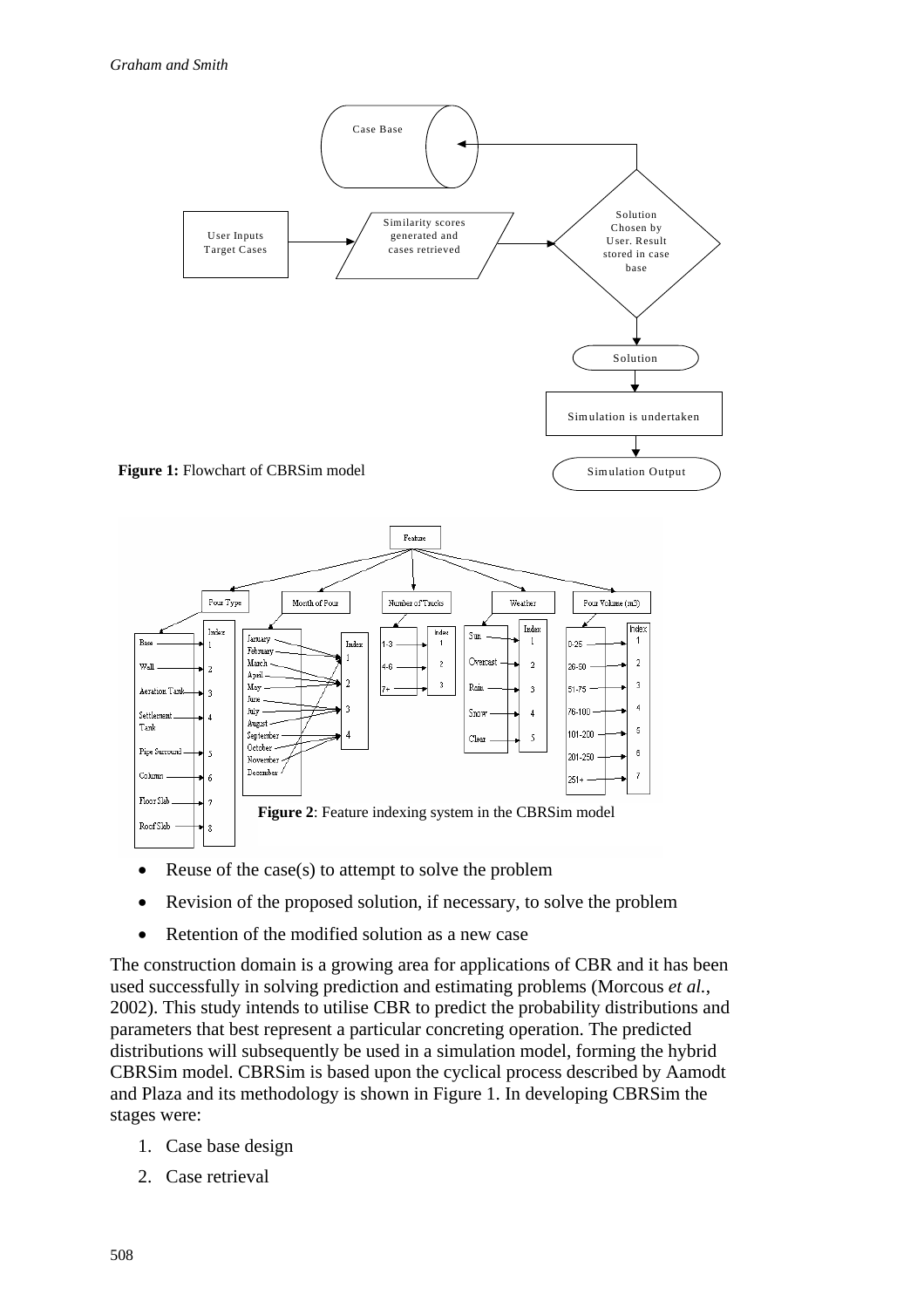**Figure 1:** Flowchart of CBRSim model

**Figure 2**: Feature indexing system in the CBRSim model

- Reuse of the case(s) to attempt to solve the problem
- Revision of the proposed solution, if necessary, to solve the problem
- Retention of the modified solution as a new case

The construction domain is a growing area for applications of CBR and it has been used successfully in solving prediction and estimating problems (Morcous *et al.*, 2002). This study intends to utilise CBR to predict the probability distributions and parameters that best represent a particular concreting operation. The predicted distributions will subsequently be used in a simulation model, forming the hybrid CBRSim model. CBRSim is based upon the cyclical process described by Aamodt and Plaza and its methodology is shown in Figure 1. In developing CBRSim the stages were:

1. Case base design
2. Case retrieval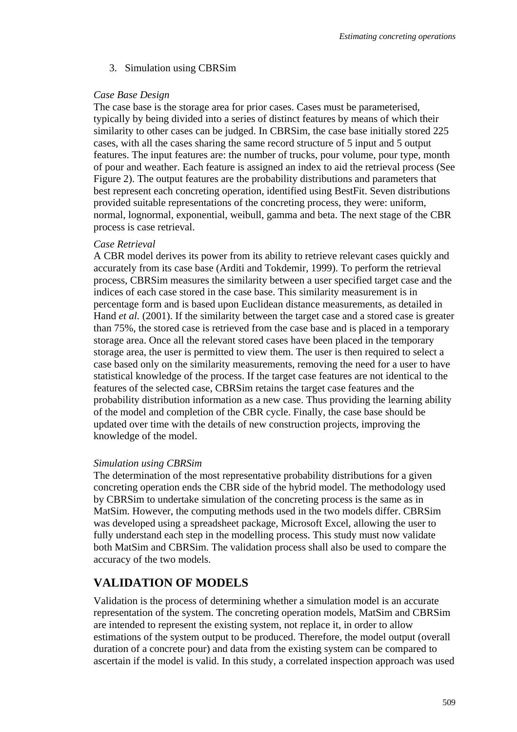3. Simulation using CBRSim

*Case Base Design*

The case base is the storage area for prior cases. Cases must be parameterised, typically by being divided into a series of distinct features by means of which their similarity to other cases can be judged. In CBRSim, the case base initially stored 225 cases, with all the cases sharing the same record structure of 5 input and 5 output features. The input features are: the number of trucks, pour volume, pour type, month of pour and weather. Each feature is assigned an index to aid the retrieval process (See Figure 2). The output features are the probability distributions and parameters that best represent each concreting operation, identified using BestFit. Seven distributions provided suitable representations of the concreting process, they were: uniform, normal, lognormal, exponential, weibull, gamma and beta. The next stage of the CBR process is case retrieval.

*Case Retrieval*

A CBR model derives its power from its ability to retrieve relevant cases quickly and accurately from its case base (Arditi and Tokdemir, 1999). To perform the retrieval process, CBRSim measures the similarity between a user specified target case and the indices of each case stored in the case base. This similarity measurement is in percentage form and is based upon Euclidean distance measurements, as detailed in Hand *et al.* (2001). If the similarity between the target case and a stored case is greater than 75%, the stored case is retrieved from the case base and is placed in a temporary storage area. Once all the relevant stored cases have been placed in the temporary storage area, the user is permitted to view them. The user is then required to select a case based only on the similarity measurements, removing the need for a user to have statistical knowledge of the process. If the target case features are not identical to the features of the selected case, CBRSim retains the target case features and the probability distribution information as a new case. Thus providing the learning ability of the model and completion of the CBR cycle. Finally, the case base should be updated over time with the details of new construction projects, improving the knowledge of the model.

*Simulation using CBRSim*

The determination of the most representative probability distributions for a given concreting operation ends the CBR side of the hybrid model. The methodology used by CBRSim to undertake simulation of the concreting process is the same as in MatSim. However, the computing methods used in the two models differ. CBRSim was developed using a spreadsheet package, Microsoft Excel, allowing the user to fully understand each step in the modelling process. This study must now validate both MatSim and CBRSim. The validation process shall also be used to compare the accuracy of the two models.

## VALIDATION OF MODELS

Validation is the process of determining whether a simulation model is an accurate representation of the system. The concreting operation models, MatSim and CBRSim are intended to represent the existing system, not replace it, in order to allow estimations of the system output to be produced. Therefore, the model output (overall duration of a concrete pour) and data from the existing system can be compared to ascertain if the model is valid. In this study, a correlated inspection approach was used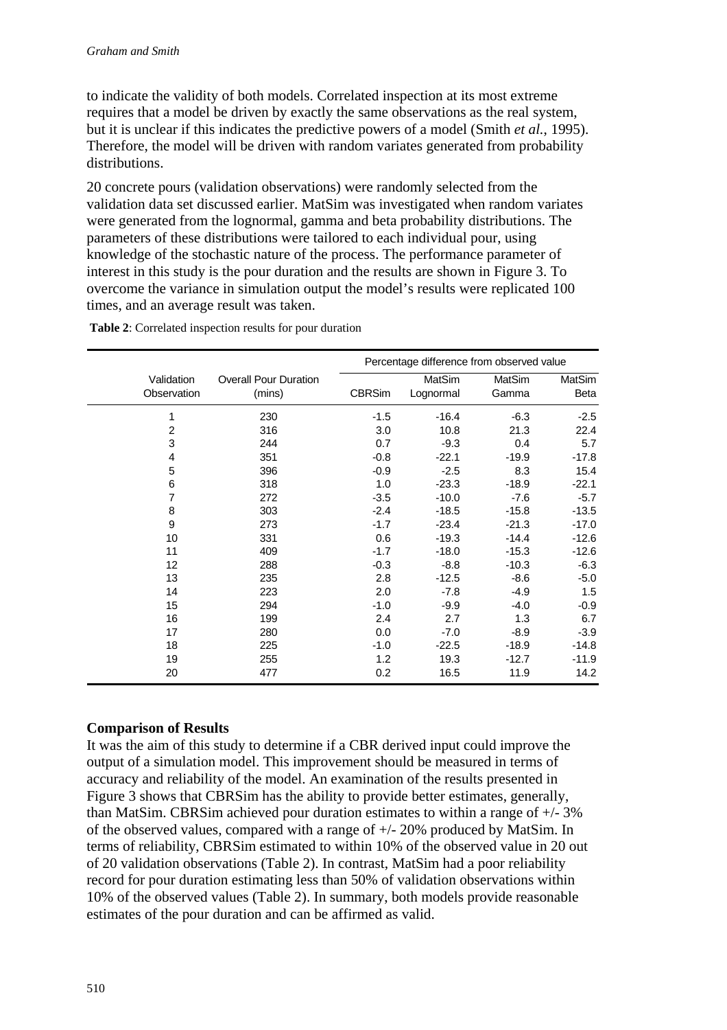to indicate the validity of both models. Correlated inspection at its most extreme requires that a model be driven by exactly the same observations as the real system, but it is unclear if this indicates the predictive powers of a model (Smith *et al.*, 1995). Therefore, the model will be driven with random variates generated from probability distributions.

20 concrete pours (validation observations) were randomly selected from the validation data set discussed earlier. MatSim was investigated when random variates were generated from the lognormal, gamma and beta probability distributions. The parameters of these distributions were tailored to each individual pour, using knowledge of the stochastic nature of the process. The performance parameter of interest in this study is the pour duration and the results are shown in Figure 3. To overcome the variance in simulation output the model's results were replicated 100 times, and an average result was taken.

**Table 2**: Correlated inspection results for pour duration

| | | Percentage difference from observed value | | | |
|---|---|---|---|---|---|
| Validation Observation | Overall Pour Duration (mins) | CBRSim | MatSim Lognormal | MatSim Gamma | MatSim Beta |
| 1 | 230 | -1.5 | -16.4 | -6.3 | -2.5 |
| 2 | 316 | 3.0 | 10.8 | 21.3 | 22.4 |
| 3 | 244 | 0.7 | -9.3 | 0.4 | 5.7 |
| 4 | 351 | -0.8 | -22.1 | -19.9 | -17.8 |
| 5 | 396 | -0.9 | -2.5 | 8.3 | 15.4 |
| 6 | 318 | 1.0 | -23.3 | -18.9 | -22.1 |
| 7 | 272 | -3.5 | -10.0 | -7.6 | -5.7 |
| 8 | 303 | -2.4 | -18.5 | -15.8 | -13.5 |
| 9 | 273 | -1.7 | -23.4 | -21.3 | -17.0 |
| 10 | 331 | 0.6 | -19.3 | -14.4 | -12.6 |
| 11 | 409 | -1.7 | -18.0 | -15.3 | -12.6 |
| 12 | 288 | -0.3 | -8.8 | -10.3 | -6.3 |
| 13 | 235 | 2.8 | -12.5 | -8.6 | -5.0 |
| 14 | 223 | 2.0 | -7.8 | -4.9 | 1.5 |
| 15 | 294 | -1.0 | -9.9 | -4.0 | -0.9 |
| 16 | 199 | 2.4 | 2.7 | 1.3 | 6.7 |
| 17 | 280 | 0.0 | -7.0 | -8.9 | -3.9 |
| 18 | 225 | -1.0 | -22.5 | -18.9 | -14.8 |
| 19 | 255 | 1.2 | 19.3 | -12.7 | -11.9 |
| 20 | 477 | 0.2 | 16.5 | 11.9 | 14.2 |

### Comparison of Results

It was the aim of this study to determine if a CBR derived input could improve the output of a simulation model. This improvement should be measured in terms of accuracy and reliability of the model. An examination of the results presented in Figure 3 shows that CBRSim has the ability to provide better estimates, generally, than MatSim. CBRSim achieved pour duration estimates to within a range of +/- 3% of the observed values, compared with a range of +/- 20% produced by MatSim. In terms of reliability, CBRSim estimated to within 10% of the observed value in 20 out of 20 validation observations (Table 2). In contrast, MatSim had a poor reliability record for pour duration estimating less than 50% of validation observations within 10% of the observed values (Table 2). In summary, both models provide reasonable estimates of the pour duration and can be affirmed as valid.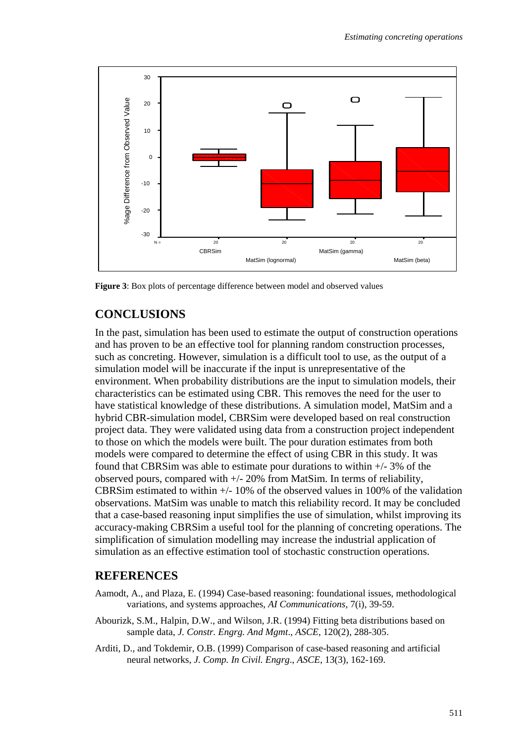**Figure 3**: Box plots of percentage difference between model and observed values

## CONCLUSIONS

In the past, simulation has been used to estimate the output of construction operations and has proven to be an effective tool for planning random construction processes, such as concreting. However, simulation is a difficult tool to use, as the output of a simulation model will be inaccurate if the input is unrepresentative of the environment. When probability distributions are the input to simulation models, their characteristics can be estimated using CBR. This removes the need for the user to have statistical knowledge of these distributions. A simulation model, MatSim and a hybrid CBR-simulation model, CBRSim were developed based on real construction project data. They were validated using data from a construction project independent to those on which the models were built. The pour duration estimates from both models were compared to determine the effect of using CBR in this study. It was found that CBRSim was able to estimate pour durations to within +/- 3% of the observed pours, compared with +/- 20% from MatSim. In terms of reliability, CBRSim estimated to within +/- 10% of the observed values in 100% of the validation observations. MatSim was unable to match this reliability record. It may be concluded that a case-based reasoning input simplifies the use of simulation, whilst improving its accuracy-making CBRSim a useful tool for the planning of concreting operations. The simplification of simulation modelling may increase the industrial application of simulation as an effective estimation tool of stochastic construction operations.

## REFERENCES

Aamodt, A., and Plaza, E. (1994) Case-based reasoning: foundational issues, methodological variations, and systems approaches, *AI Communications*, 7(i), 39-59.

Abourizk, S.M., Halpin, D.W., and Wilson, J.R. (1994) Fitting beta distributions based on sample data, *J. Constr. Engrg. And Mgmt*., *ASCE*, 120(2), 288-305.

Arditi, D., and Tokdemir, O.B. (1999) Comparison of case-based reasoning and artificial neural networks, *J. Comp. In Civil. Engrg*., *ASCE*, 13(3), 162-169.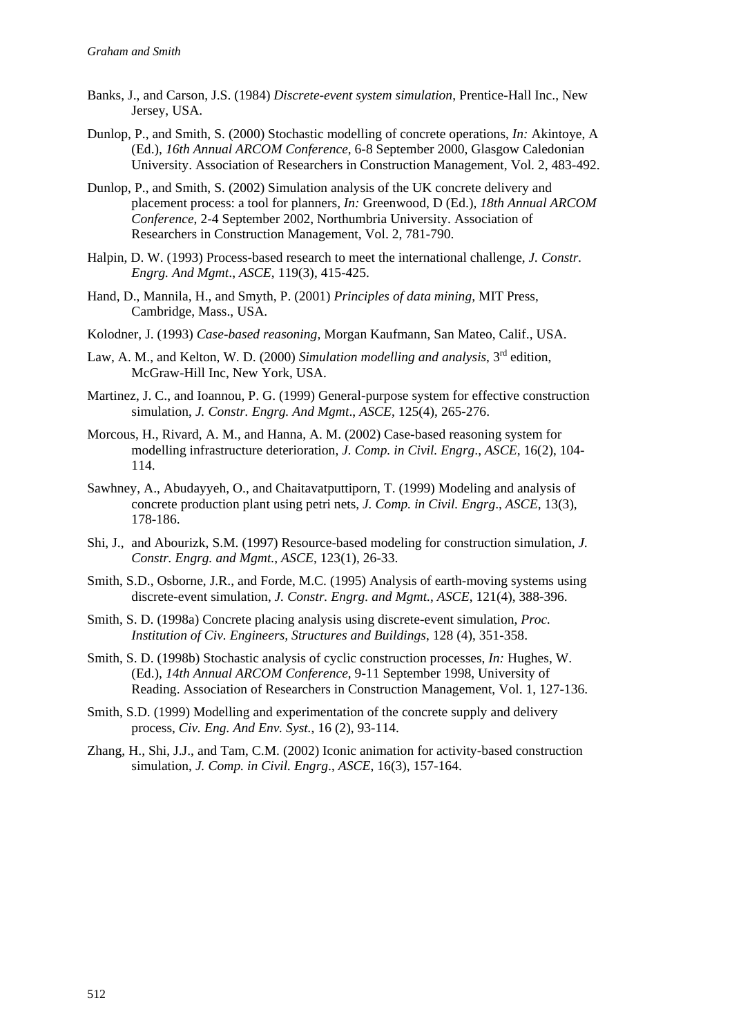Banks, J., and Carson, J.S. (1984) *Discrete-event system simulation*, Prentice-Hall Inc., New Jersey, USA.

Dunlop, P., and Smith, S. (2000) Stochastic modelling of concrete operations, *In:* Akintoye, A (Ed.), *16th Annual ARCOM Conference*, 6-8 September 2000, Glasgow Caledonian University. Association of Researchers in Construction Management, Vol. 2, 483-492.

Dunlop, P., and Smith, S. (2002) Simulation analysis of the UK concrete delivery and placement process: a tool for planners, *In:* Greenwood, D (Ed.), *18th Annual ARCOM Conference*, 2-4 September 2002, Northumbria University. Association of Researchers in Construction Management, Vol. 2, 781-790.

Halpin, D. W. (1993) Process-based research to meet the international challenge, *J. Constr. Engrg. And Mgmt*., *ASCE*, 119(3), 415-425.

Hand, D., Mannila, H., and Smyth, P. (2001) *Principles of data mining*, MIT Press, Cambridge, Mass., USA.

Kolodner, J. (1993) *Case-based reasoning*, Morgan Kaufmann, San Mateo, Calif., USA.

Law, A. M., and Kelton, W. D. (2000) *Simulation modelling and analysis*, 3rd edition, McGraw-Hill Inc, New York, USA.

Martinez, J. C., and Ioannou, P. G. (1999) General-purpose system for effective construction simulation, *J. Constr. Engrg. And Mgmt*., *ASCE*, 125(4), 265-276.

Morcous, H., Rivard, A. M., and Hanna, A. M. (2002) Case-based reasoning system for modelling infrastructure deterioration, *J. Comp. in Civil. Engrg*., *ASCE*, 16(2), 104-114.

Sawhney, A., Abudayyeh, O., and Chaitavatputtiporn, T. (1999) Modeling and analysis of concrete production plant using petri nets, *J. Comp. in Civil. Engrg*., *ASCE*, 13(3), 178-186.

Shi, J., and Abourizk, S.M. (1997) Resource-based modeling for construction simulation, *J. Constr. Engrg. and Mgmt.*, *ASCE*, 123(1), 26-33.

Smith, S.D., Osborne, J.R., and Forde, M.C. (1995) Analysis of earth-moving systems using discrete-event simulation, *J. Constr. Engrg. and Mgmt.*, *ASCE*, 121(4), 388-396.

Smith, S. D. (1998a) Concrete placing analysis using discrete-event simulation, *Proc. Institution of Civ. Engineers, Structures and Buildings*, 128 (4), 351-358.

Smith, S. D. (1998b) Stochastic analysis of cyclic construction processes, *In:* Hughes, W. (Ed.), *14th Annual ARCOM Conference*, 9-11 September 1998, University of Reading. Association of Researchers in Construction Management, Vol. 1, 127-136.

Smith, S.D. (1999) Modelling and experimentation of the concrete supply and delivery process, *Civ. Eng. And Env. Syst.*, 16 (2), 93-114.

Zhang, H., Shi, J.J., and Tam, C.M. (2002) Iconic animation for activity-based construction simulation, *J. Comp. in Civil. Engrg*., *ASCE*, 16(3), 157-164.